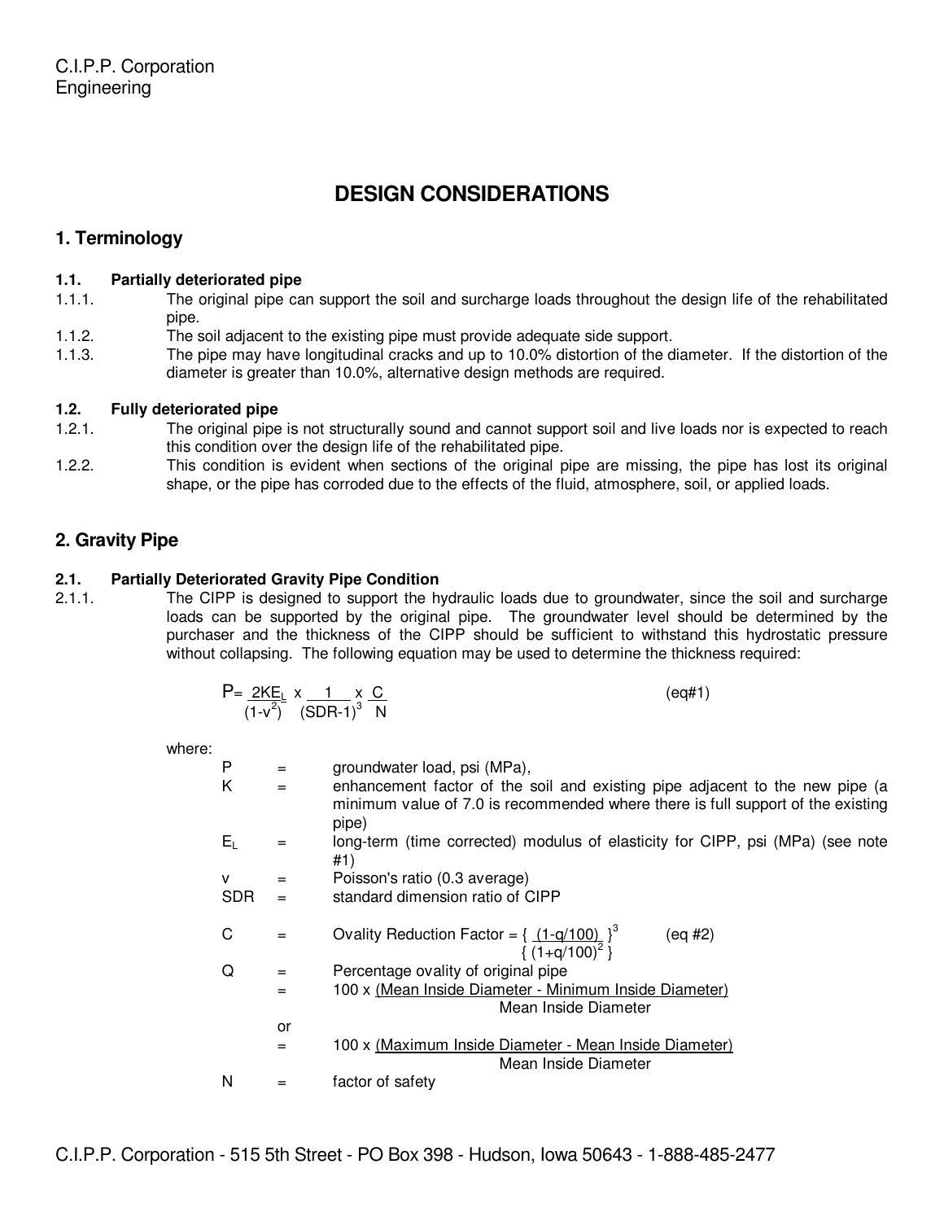C.I.P.P. Corporation
Engineering

# DESIGN CONSIDERATIONS

## 1. Terminology

### 1.1. Partially deteriorated pipe

1.1.1. The original pipe can support the soil and surcharge loads throughout the design life of the rehabilitated pipe.

1.1.2. The soil adjacent to the existing pipe must provide adequate side support.

1.1.3. The pipe may have longitudinal cracks and up to 10.0% distortion of the diameter. If the distortion of the diameter is greater than 10.0%, alternative design methods are required.

### 1.2. Fully deteriorated pipe

1.2.1. The original pipe is not structurally sound and cannot support soil and live loads nor is expected to reach this condition over the design life of the rehabilitated pipe.

1.2.2. This condition is evident when sections of the original pipe are missing, the pipe has lost its original shape, or the pipe has corroded due to the effects of the fluid, atmosphere, soil, or applied loads.

## 2. Gravity Pipe

### 2.1. Partially Deteriorated Gravity Pipe Condition

2.1.1. The CIPP is designed to support the hydraulic loads due to groundwater, since the soil and surcharge loads can be supported by the original pipe. The groundwater level should be determined by the purchaser and the thickness of the CIPP should be sufficient to withstand this hydrostatic pressure without collapsing. The following equation may be used to determine the thickness required:

$$P = \frac{2KE_L}{(1-v^2)} \times \frac{1}{(SDR-1)^3} \times \frac{C}{N} \qquad \text{(eq\#1)}$$

where:

- $P$ = groundwater load, psi (MPa),
- $K$ = enhancement factor of the soil and existing pipe adjacent to the new pipe (a minimum value of 7.0 is recommended where there is full support of the existing pipe)
- $E_L$ = long-term (time corrected) modulus of elasticity for CIPP, psi (MPa) (see note #1)
- $v$ = Poisson's ratio (0.3 average)
- $SDR$ = standard dimension ratio of CIPP
- $C$ = Ovality Reduction Factor = $\left\{ \frac{(1-q/100)}{(1+q/100)^2} \right\}^3$ (eq #2)
- $Q$ = Percentage ovality of original pipe
  = $100 \times \frac{\text{(Mean Inside Diameter - Minimum Inside Diameter)}}{\text{Mean Inside Diameter}}$
  or
  = $100 \times \frac{\text{(Maximum Inside Diameter - Mean Inside Diameter)}}{\text{Mean Inside Diameter}}$
- $N$ = factor of safety

C.I.P.P. Corporation - 515 5th Street - PO Box 398 - Hudson, Iowa 50643 - 1-888-485-2477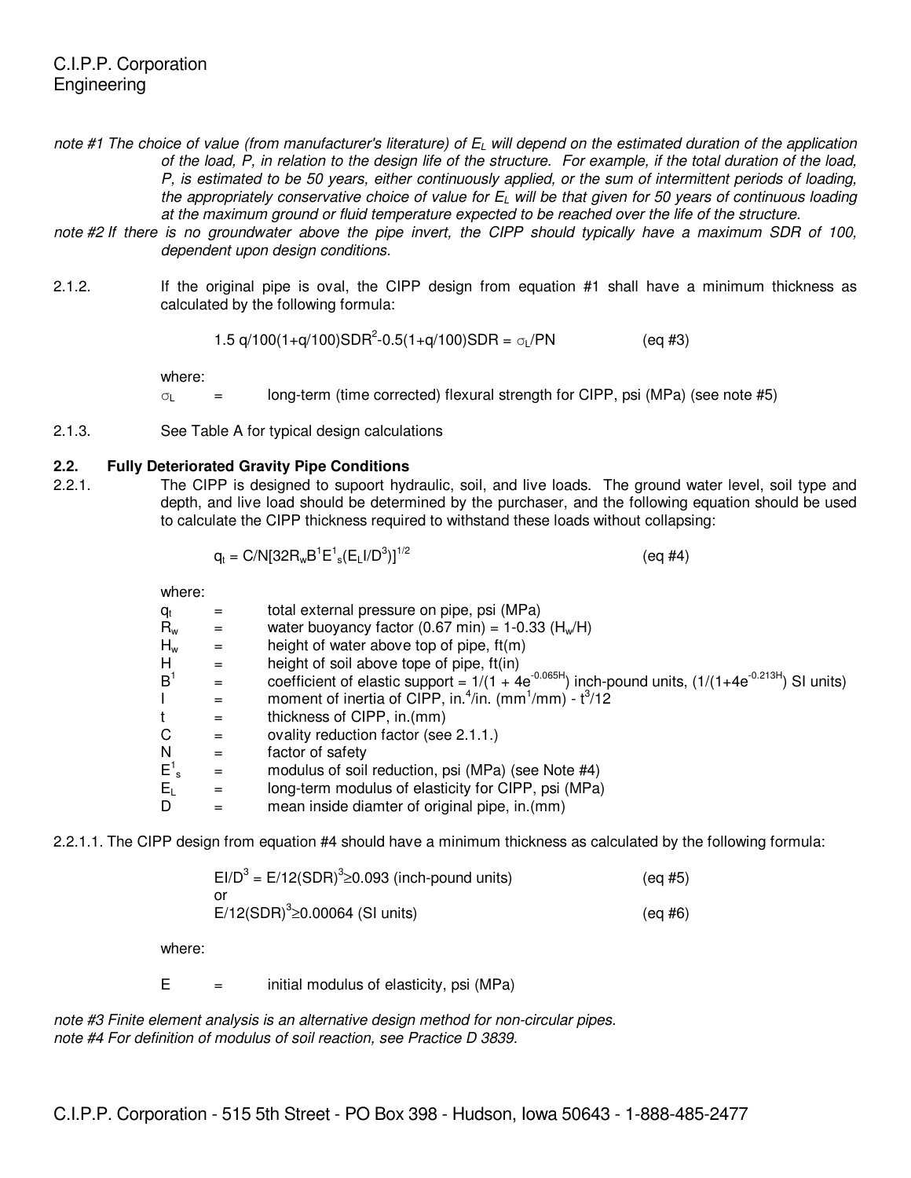*note #1 The choice of value (from manufacturer's literature) of $E_L$ will depend on the estimated duration of the application of the load, P, in relation to the design life of the structure. For example, if the total duration of the load, P, is estimated to be 50 years, either continuously applied, or the sum of intermittent periods of loading, the appropriately conservative choice of value for $E_L$ will be that given for 50 years of continuous loading at the maximum ground or fluid temperature expected to be reached over the life of the structure.*

*note #2 If there is no groundwater above the pipe invert, the CIPP should typically have a maximum SDR of 100, dependent upon design conditions.*

2.1.2. If the original pipe is oval, the CIPP design from equation #1 shall have a minimum thickness as calculated by the following formula:

$$1.5\, q/100(1+q/100)SDR^2 - 0.5(1+q/100)SDR = \sigma_L/PN \qquad \text{(eq \#3)}$$

where:

$\sigma_L$ = long-term (time corrected) flexural strength for CIPP, psi (MPa) (see note #5)

2.1.3. See Table A for typical design calculations

## 2.2. Fully Deteriorated Gravity Pipe Conditions

2.2.1. The CIPP is designed to supoort hydraulic, soil, and live loads. The ground water level, soil type and depth, and live load should be determined by the purchaser, and the following equation should be used to calculate the CIPP thickness required to withstand these loads without collapsing:

$$q_t = C/N[32R_w B^1 E^1_s (E_L I/D^3)]^{1/2} \qquad \text{(eq \#4)}$$

where:

- $q_t$ = total external pressure on pipe, psi (MPa)
- $R_w$ = water buoyancy factor (0.67 min) = $1-0.33\,(H_w/H)$
- $H_w$ = height of water above top of pipe, ft(m)
- $H$ = height of soil above tope of pipe, ft(in)
- $B^1$ = coefficient of elastic support = $1/(1 + 4e^{-0.065H})$ inch-pound units, ($1/(1+4e^{-0.213H})$ SI units)
- $I$ = moment of inertia of CIPP, in.$^4$/in. (mm$^1$/mm) - $t^3/12$
- $t$ = thickness of CIPP, in.(mm)
- $C$ = ovality reduction factor (see 2.1.1.)
- $N$ = factor of safety
- $E^1_s$ = modulus of soil reduction, psi (MPa) (see Note #4)
- $E_L$ = long-term modulus of elasticity for CIPP, psi (MPa)
- $D$ = mean inside diamter of original pipe, in.(mm)

2.2.1.1. The CIPP design from equation #4 should have a minimum thickness as calculated by the following formula:

$$EI/D^3 = E/12(SDR)^3 \geq 0.093 \text{ (inch-pound units)} \qquad \text{(eq \#5)}$$

or

$$E/12(SDR)^3 \geq 0.00064 \text{ (SI units)} \qquad \text{(eq \#6)}$$

where:

$E$ = initial modulus of elasticity, psi (MPa)

*note #3 Finite element analysis is an alternative design method for non-circular pipes.*

*note #4 For definition of modulus of soil reaction, see Practice D 3839.*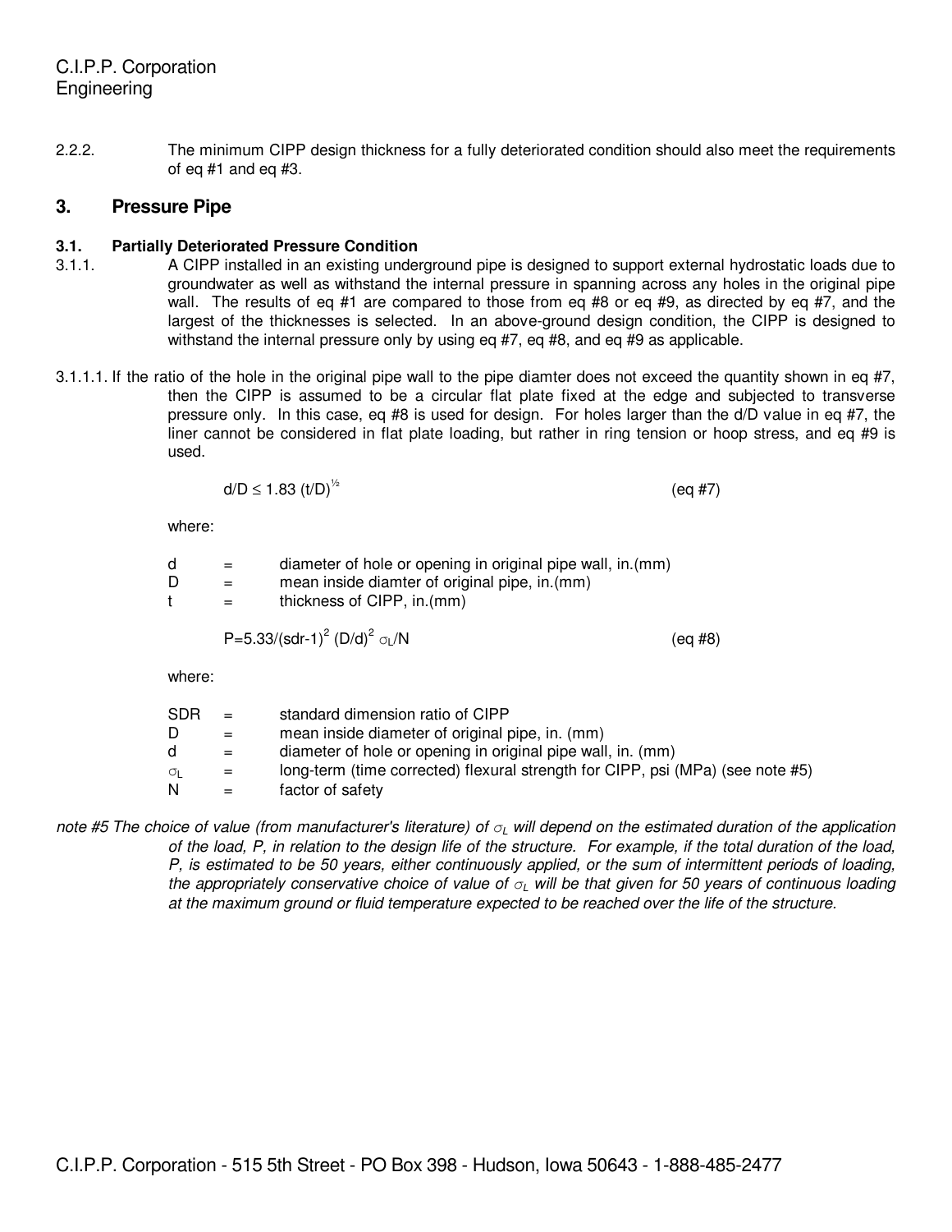2.2.2. The minimum CIPP design thickness for a fully deteriorated condition should also meet the requirements of eq #1 and eq #3.

## 3. Pressure Pipe

### 3.1. Partially Deteriorated Pressure Condition

3.1.1. A CIPP installed in an existing underground pipe is designed to support external hydrostatic loads due to groundwater as well as withstand the internal pressure in spanning across any holes in the original pipe wall. The results of eq #1 are compared to those from eq #8 or eq #9, as directed by eq #7, and the largest of the thicknesses is selected. In an above-ground design condition, the CIPP is designed to withstand the internal pressure only by using eq #7, eq #8, and eq #9 as applicable.

3.1.1.1. If the ratio of the hole in the original pipe wall to the pipe diamter does not exceed the quantity shown in eq #7, then the CIPP is assumed to be a circular flat plate fixed at the edge and subjected to transverse pressure only. In this case, eq #8 is used for design. For holes larger than the d/D value in eq #7, the liner cannot be considered in flat plate loading, but rather in ring tension or hoop stress, and eq #9 is used.

$$d/D \leq 1.83\ (t/D)^{1/2} \qquad \text{(eq \#7)}$$

where:

- d = diameter of hole or opening in original pipe wall, in.(mm)
- D = mean inside diamter of original pipe, in.(mm)
- t = thickness of CIPP, in.(mm)

$$P = 5.33/(sdr-1)^2\ (D/d)^2\ \sigma_L/N \qquad \text{(eq \#8)}$$

where:

- SDR = standard dimension ratio of CIPP
- D = mean inside diameter of original pipe, in. (mm)
- d = diameter of hole or opening in original pipe wall, in. (mm)
- $\sigma_L$ = long-term (time corrected) flexural strength for CIPP, psi (MPa) (see note #5)
- N = factor of safety

*note #5 The choice of value (from manufacturer's literature) of $\sigma_L$ will depend on the estimated duration of the application of the load, P, in relation to the design life of the structure. For example, if the total duration of the load, P, is estimated to be 50 years, either continuously applied, or the sum of intermittent periods of loading, the appropriately conservative choice of value of $\sigma_L$ will be that given for 50 years of continuous loading at the maximum ground or fluid temperature expected to be reached over the life of the structure.*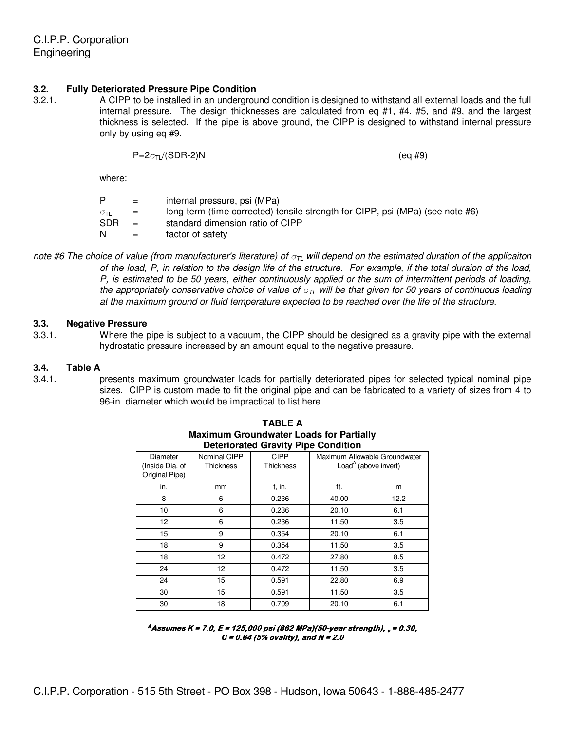### 3.2. Fully Deteriorated Pressure Pipe Condition

3.2.1. A CIPP to be installed in an underground condition is designed to withstand all external loads and the full internal pressure. The design thicknesses are calculated from eq #1, #4, #5, and #9, and the largest thickness is selected. If the pipe is above ground, the CIPP is designed to withstand internal pressure only by using eq #9.

$$P=2\sigma_{TL}/(SDR-2)N \qquad \text{(eq \#9)}$$

where:

| | | |
|---|---|---|
| $P$ | = | internal pressure, psi (MPa) |
| $\sigma_{TL}$ | = | long-term (time corrected) tensile strength for CIPP, psi (MPa) (see note #6) |
| SDR | = | standard dimension ratio of CIPP |
| N | = | factor of safety |

*note #6 The choice of value (from manufacturer's literature) of $\sigma_{TL}$ will depend on the estimated duration of the applicaiton of the load, P, in relation to the design life of the structure. For example, if the total duraion of the load, P, is estimated to be 50 years, either continuously applied or the sum of intermittent periods of loading, the appropriately conservative choice of value of $\sigma_{TL}$ will be that given for 50 years of continuous loading at the maximum ground or fluid temperature expected to be reached over the life of the structure.*

### 3.3. Negative Pressure

3.3.1. Where the pipe is subject to a vacuum, the CIPP should be designed as a gravity pipe with the external hydrostatic pressure increased by an amount equal to the negative pressure.

### 3.4. Table A

3.4.1. presents maximum groundwater loads for partially deteriorated pipes for selected typical nominal pipe sizes. CIPP is custom made to fit the original pipe and can be fabricated to a variety of sizes from 4 to 96-in. diameter which would be impractical to list here.

**TABLE A**
**Maximum Groundwater Loads for Partially Deteriorated Gravity Pipe Condition**

| Diameter (Inside Dia. of Original Pipe) | Nominal CIPP Thickness | CIPP Thickness | Maximum Allowable Groundwater Load[A] (above invert) | |
|---|---|---|---|---|
| in. | mm | t, in. | ft. | m |
| 8 | 6 | 0.236 | 40.00 | 12.2 |
| 10 | 6 | 0.236 | 20.10 | 6.1 |
| 12 | 6 | 0.236 | 11.50 | 3.5 |
| 15 | 9 | 0.354 | 20.10 | 6.1 |
| 18 | 9 | 0.354 | 11.50 | 3.5 |
| 18 | 12 | 0.472 | 27.80 | 8.5 |
| 24 | 12 | 0.472 | 11.50 | 3.5 |
| 24 | 15 | 0.591 | 22.80 | 6.9 |
| 30 | 15 | 0.591 | 11.50 | 3.5 |
| 30 | 18 | 0.709 | 20.10 | 6.1 |

***[A]Assumes K = 7.0, E = 125,000 psi (862 MPa)(50-year strength), $\nu$ = 0.30, C = 0.64 (5% ovality), and N = 2.0***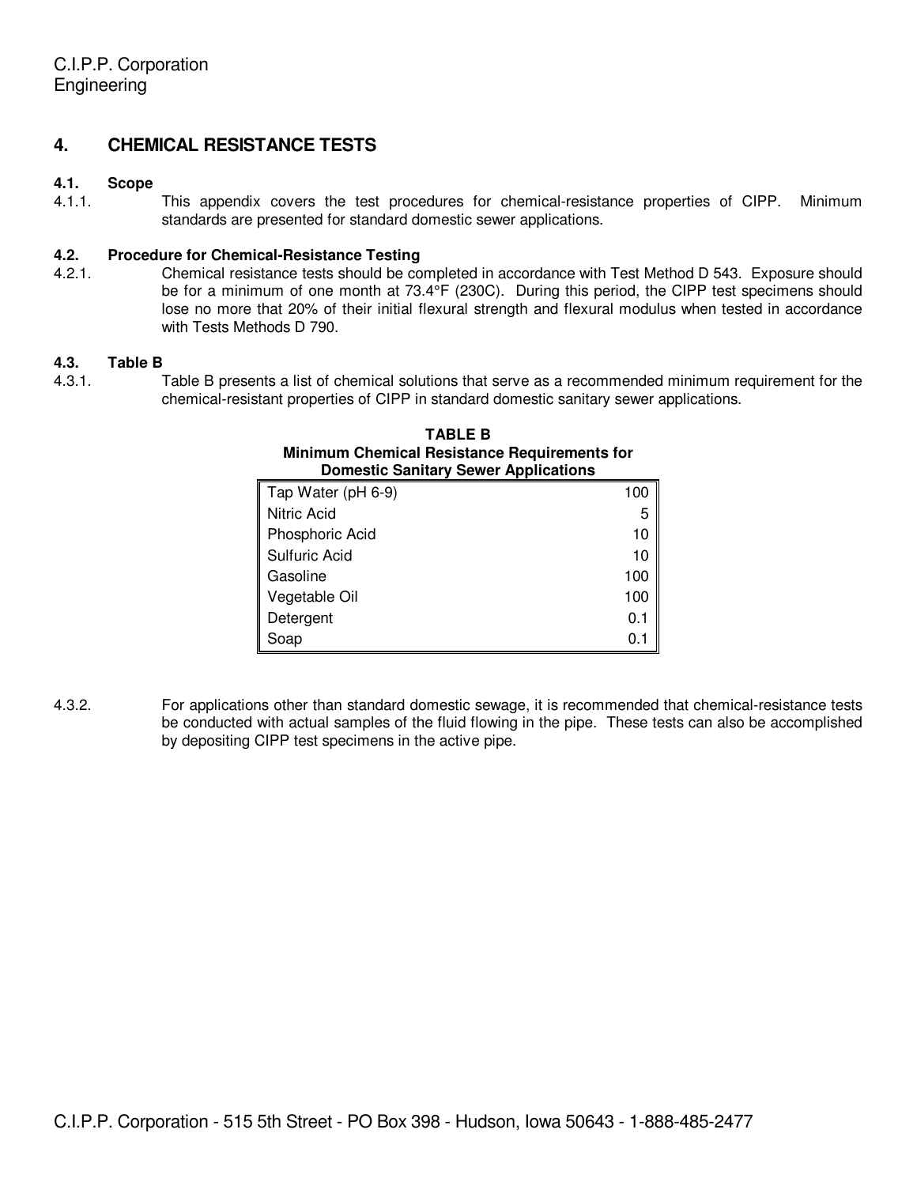## 4. CHEMICAL RESISTANCE TESTS

### 4.1. Scope

4.1.1. This appendix covers the test procedures for chemical-resistance properties of CIPP. Minimum standards are presented for standard domestic sewer applications.

### 4.2. Procedure for Chemical-Resistance Testing

4.2.1. Chemical resistance tests should be completed in accordance with Test Method D 543. Exposure should be for a minimum of one month at 73.4°F (230C). During this period, the CIPP test specimens should lose no more that 20% of their initial flexural strength and flexural modulus when tested in accordance with Tests Methods D 790.

### 4.3. Table B

4.3.1. Table B presents a list of chemical solutions that serve as a recommended minimum requirement for the chemical-resistant properties of CIPP in standard domestic sanitary sewer applications.

**TABLE B**
**Minimum Chemical Resistance Requirements for Domestic Sanitary Sewer Applications**

| | |
|---|---|
| Tap Water (pH 6-9) | 100 |
| Nitric Acid | 5 |
| Phosphoric Acid | 10 |
| Sulfuric Acid | 10 |
| Gasoline | 100 |
| Vegetable Oil | 100 |
| Detergent | 0.1 |
| Soap | 0.1 |

4.3.2. For applications other than standard domestic sewage, it is recommended that chemical-resistance tests be conducted with actual samples of the fluid flowing in the pipe. These tests can also be accomplished by depositing CIPP test specimens in the active pipe.